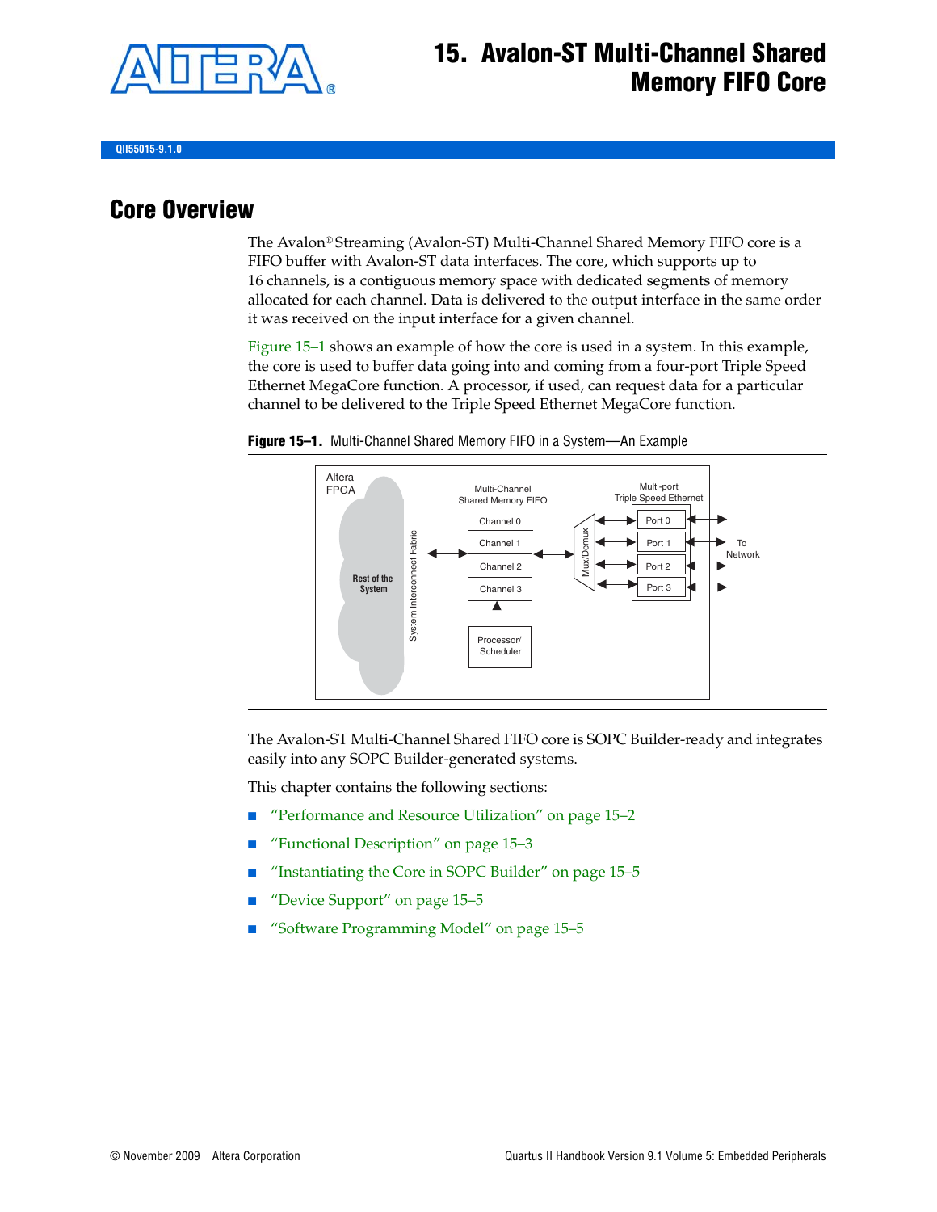# 15. Avalon-ST Multi-Channel Shared Memory FIFO Core

QII55015-9.1.0

## Core Overview

The Avalon® Streaming (Avalon-ST) Multi-Channel Shared Memory FIFO core is a FIFO buffer with Avalon-ST data interfaces. The core, which supports up to 16 channels, is a contiguous memory space with dedicated segments of memory allocated for each channel. Data is delivered to the output interface in the same order it was received on the input interface for a given channel.

Figure 15–1 shows an example of how the core is used in a system. In this example, the core is used to buffer data going into and coming from a four-port Triple Speed Ethernet MegaCore function. A processor, if used, can request data for a particular channel to be delivered to the Triple Speed Ethernet MegaCore function.

**Figure 15–1.** Multi-Channel Shared Memory FIFO in a System—An Example

The Avalon-ST Multi-Channel Shared FIFO core is SOPC Builder-ready and integrates easily into any SOPC Builder-generated systems.

This chapter contains the following sections:

- "Performance and Resource Utilization" on page 15–2
- "Functional Description" on page 15–3
- "Instantiating the Core in SOPC Builder" on page 15–5
- "Device Support" on page 15–5
- "Software Programming Model" on page 15–5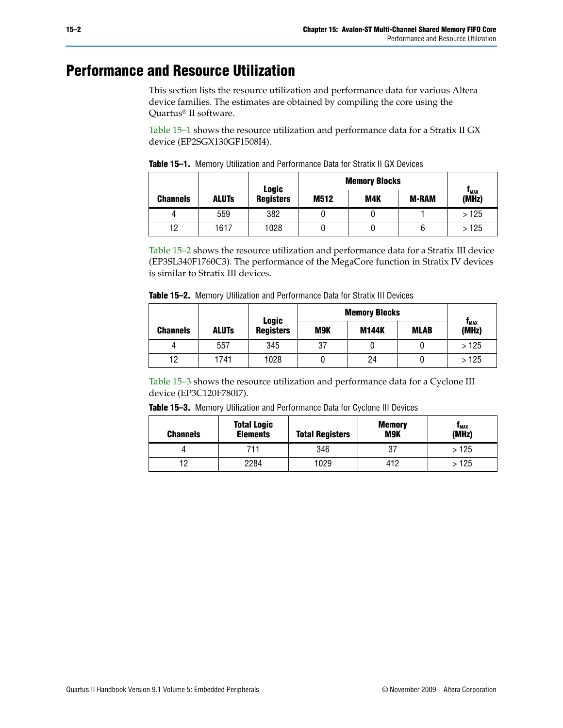# Performance and Resource Utilization

This section lists the resource utilization and performance data for various Altera device families. The estimates are obtained by compiling the core using the Quartus® II software.

Table 15–1 shows the resource utilization and performance data for a Stratix II GX device (EP2SGX130GF1508I4).

**Table 15–1.** Memory Utilization and Performance Data for Stratix II GX Devices

| Channels | ALUTs | Logic Registers | Memory Blocks | | | $f_{MAX}$ (MHz) |
|---|---|---|---|---|---|---|
| | | | M512 | M4K | M-RAM | |
| 4 | 559 | 382 | 0 | 0 | 1 | > 125 |
| 12 | 1617 | 1028 | 0 | 0 | 6 | > 125 |

Table 15–2 shows the resource utilization and performance data for a Stratix III device (EP3SL340F1760C3). The performance of the MegaCore function in Stratix IV devices is similar to Stratix III devices.

**Table 15–2.** Memory Utilization and Performance Data for Stratix III Devices

| Channels | ALUTs | Logic Registers | Memory Blocks | | | $f_{MAX}$ (MHz) |
|---|---|---|---|---|---|---|
| | | | M9K | M144K | MLAB | |
| 4 | 557 | 345 | 37 | 0 | 0 | > 125 |
| 12 | 1741 | 1028 | 0 | 24 | 0 | > 125 |

Table 15–3 shows the resource utilization and performance data for a Cyclone III device (EP3C120F780I7).

**Table 15–3.** Memory Utilization and Performance Data for Cyclone III Devices

| Channels | Total Logic Elements | Total Registers | Memory M9K | $f_{MAX}$ (MHz) |
|---|---|---|---|---|
| 4 | 711 | 346 | 37 | > 125 |
| 12 | 2284 | 1029 | 412 | > 125 |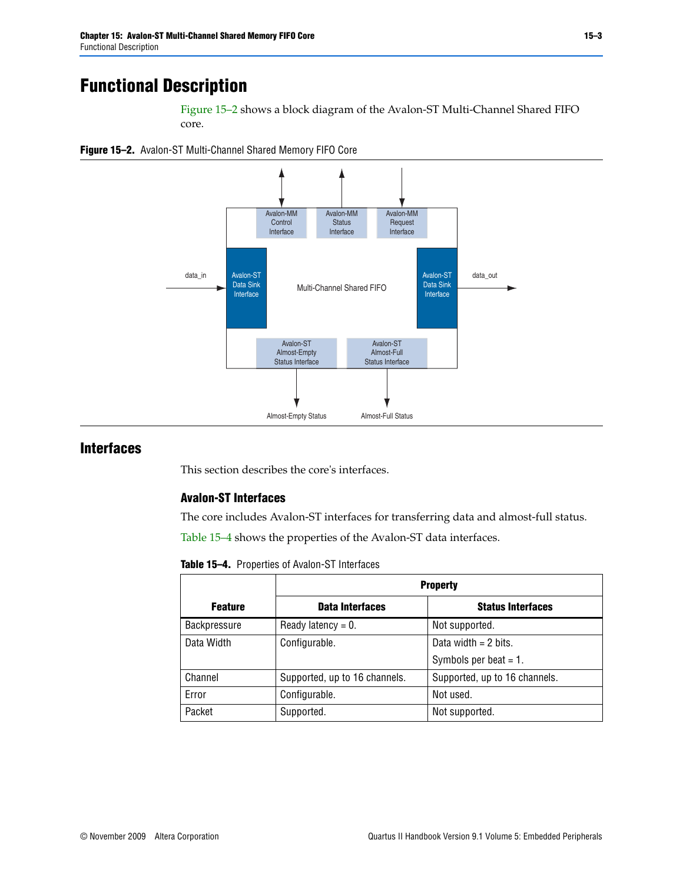# Functional Description

Figure 15–2 shows a block diagram of the Avalon-ST Multi-Channel Shared FIFO core.

**Figure 15–2.** Avalon-ST Multi-Channel Shared Memory FIFO Core

## Interfaces

This section describes the core's interfaces.

### Avalon-ST Interfaces

The core includes Avalon-ST interfaces for transferring data and almost-full status.

Table 15–4 shows the properties of the Avalon-ST data interfaces.

**Table 15–4.** Properties of Avalon-ST Interfaces

| Feature | Property | |
|---|---|---|
| | **Data Interfaces** | **Status Interfaces** |
| Backpressure | Ready latency = 0. | Not supported. |
| Data Width | Configurable. | Data width = 2 bits.<br>Symbols per beat = 1. |
| Channel | Supported, up to 16 channels. | Supported, up to 16 channels. |
| Error | Configurable. | Not used. |
| Packet | Supported. | Not supported. |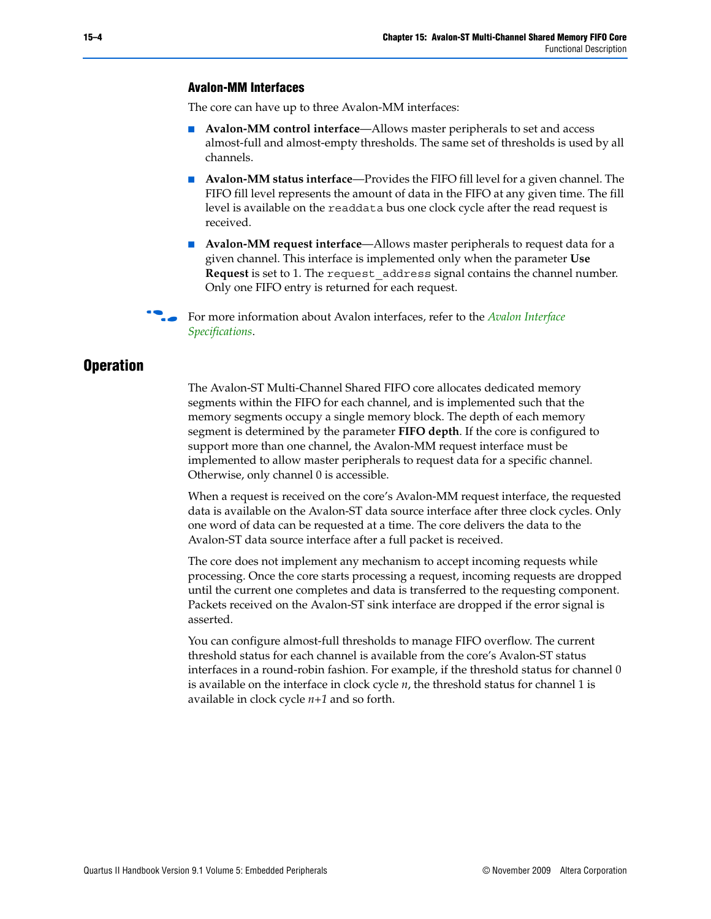### Avalon-MM Interfaces

The core can have up to three Avalon-MM interfaces:

- **Avalon-MM control interface**—Allows master peripherals to set and access almost-full and almost-empty thresholds. The same set of thresholds is used by all channels.
- **Avalon-MM status interface**—Provides the FIFO fill level for a given channel. The FIFO fill level represents the amount of data in the FIFO at any given time. The fill level is available on the `readdata` bus one clock cycle after the read request is received.
- **Avalon-MM request interface**—Allows master peripherals to request data for a given channel. This interface is implemented only when the parameter **Use Request** is set to 1. The `request_address` signal contains the channel number. Only one FIFO entry is returned for each request.

For more information about Avalon interfaces, refer to the *Avalon Interface Specifications*.

## Operation

The Avalon-ST Multi-Channel Shared FIFO core allocates dedicated memory segments within the FIFO for each channel, and is implemented such that the memory segments occupy a single memory block. The depth of each memory segment is determined by the parameter **FIFO depth**. If the core is configured to support more than one channel, the Avalon-MM request interface must be implemented to allow master peripherals to request data for a specific channel. Otherwise, only channel 0 is accessible.

When a request is received on the core's Avalon-MM request interface, the requested data is available on the Avalon-ST data source interface after three clock cycles. Only one word of data can be requested at a time. The core delivers the data to the Avalon-ST data source interface after a full packet is received.

The core does not implement any mechanism to accept incoming requests while processing. Once the core starts processing a request, incoming requests are dropped until the current one completes and data is transferred to the requesting component. Packets received on the Avalon-ST sink interface are dropped if the error signal is asserted.

You can configure almost-full thresholds to manage FIFO overflow. The current threshold status for each channel is available from the core's Avalon-ST status interfaces in a round-robin fashion. For example, if the threshold status for channel 0 is available on the interface in clock cycle $n$, the threshold status for channel 1 is available in clock cycle $n+1$ and so forth.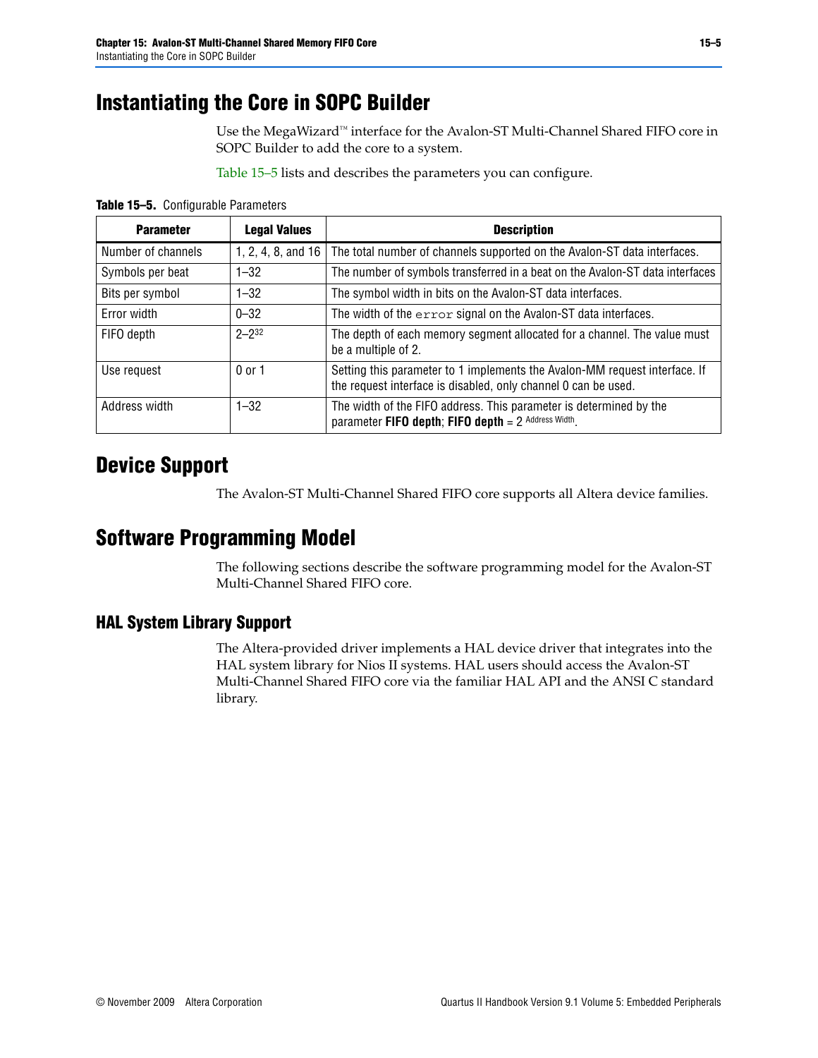# Instantiating the Core in SOPC Builder

Use the MegaWizard™ interface for the Avalon-ST Multi-Channel Shared FIFO core in SOPC Builder to add the core to a system.

Table 15–5 lists and describes the parameters you can configure.

**Table 15–5.** Configurable Parameters

| Parameter | Legal Values | Description |
|---|---|---|
| Number of channels | 1, 2, 4, 8, and 16 | The total number of channels supported on the Avalon-ST data interfaces. |
| Symbols per beat | 1–32 | The number of symbols transferred in a beat on the Avalon-ST data interfaces |
| Bits per symbol | 1–32 | The symbol width in bits on the Avalon-ST data interfaces. |
| Error width | 0–32 | The width of the `error` signal on the Avalon-ST data interfaces. |
| FIFO depth | $2$–$2^{32}$ | The depth of each memory segment allocated for a channel. The value must be a multiple of 2. |
| Use request | 0 or 1 | Setting this parameter to 1 implements the Avalon-MM request interface. If the request interface is disabled, only channel 0 can be used. |
| Address width | 1–32 | The width of the FIFO address. This parameter is determined by the parameter **FIFO depth**; **FIFO depth** = $2^{\text{Address Width}}$. |

# Device Support

The Avalon-ST Multi-Channel Shared FIFO core supports all Altera device families.

# Software Programming Model

The following sections describe the software programming model for the Avalon-ST Multi-Channel Shared FIFO core.

## HAL System Library Support

The Altera-provided driver implements a HAL device driver that integrates into the HAL system library for Nios II systems. HAL users should access the Avalon-ST Multi-Channel Shared FIFO core via the familiar HAL API and the ANSI C standard library.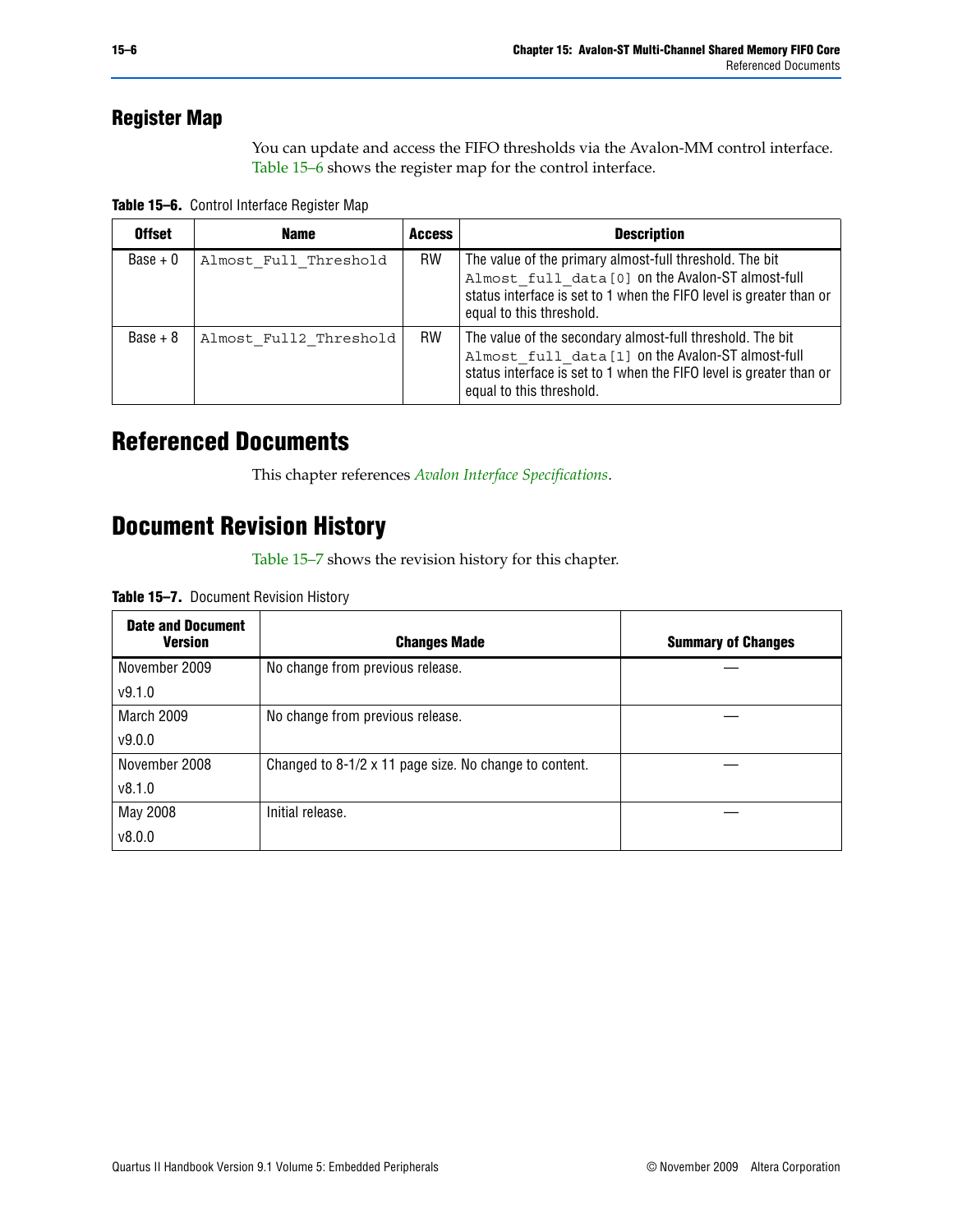## Register Map

You can update and access the FIFO thresholds via the Avalon-MM control interface. Table 15–6 shows the register map for the control interface.

**Table 15–6.** Control Interface Register Map

| Offset | Name | Access | Description |
|---|---|---|---|
| Base + 0 | `Almost_Full_Threshold` | RW | The value of the primary almost-full threshold. The bit `Almost_full_data[0]` on the Avalon-ST almost-full status interface is set to 1 when the FIFO level is greater than or equal to this threshold. |
| Base + 8 | `Almost_Full2_Threshold` | RW | The value of the secondary almost-full threshold. The bit `Almost_full_data[1]` on the Avalon-ST almost-full status interface is set to 1 when the FIFO level is greater than or equal to this threshold. |

# Referenced Documents

This chapter references *Avalon Interface Specifications*.

# Document Revision History

Table 15–7 shows the revision history for this chapter.

**Table 15–7.** Document Revision History

| Date and Document Version | Changes Made | Summary of Changes |
|---|---|---|
| November 2009 v9.1.0 | No change from previous release. | — |
| March 2009 v9.0.0 | No change from previous release. | — |
| November 2008 v8.1.0 | Changed to 8-1/2 x 11 page size. No change to content. | — |
| May 2008 v8.0.0 | Initial release. | — |